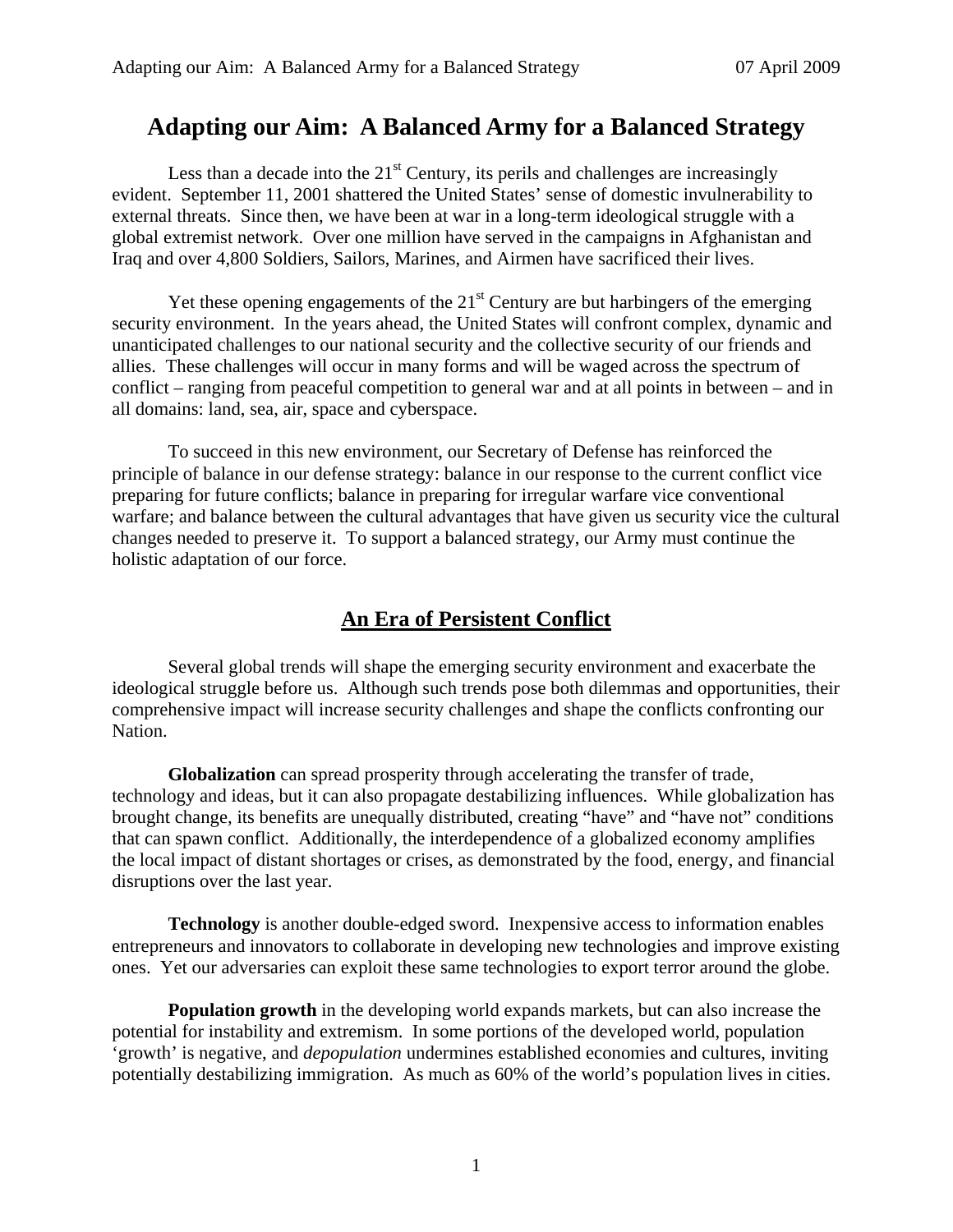# Adapting our Aim: A Balanced Army for a Balanced Strategy

Less than a decade into the 21st Century, its perils and challenges are increasingly evident. September 11, 2001 shattered the United States' sense of domestic invulnerability to external threats. Since then, we have been at war in a long-term ideological struggle with a global extremist network. Over one million have served in the campaigns in Afghanistan and Iraq and over 4,800 Soldiers, Sailors, Marines, and Airmen have sacrificed their lives.

Yet these opening engagements of the 21st Century are but harbingers of the emerging security environment. In the years ahead, the United States will confront complex, dynamic and unanticipated challenges to our national security and the collective security of our friends and allies. These challenges will occur in many forms and will be waged across the spectrum of conflict – ranging from peaceful competition to general war and at all points in between – and in all domains: land, sea, air, space and cyberspace.

To succeed in this new environment, our Secretary of Defense has reinforced the principle of balance in our defense strategy: balance in our response to the current conflict vice preparing for future conflicts; balance in preparing for irregular warfare vice conventional warfare; and balance between the cultural advantages that have given us security vice the cultural changes needed to preserve it. To support a balanced strategy, our Army must continue the holistic adaptation of our force.

## An Era of Persistent Conflict

Several global trends will shape the emerging security environment and exacerbate the ideological struggle before us. Although such trends pose both dilemmas and opportunities, their comprehensive impact will increase security challenges and shape the conflicts confronting our Nation.

**Globalization** can spread prosperity through accelerating the transfer of trade, technology and ideas, but it can also propagate destabilizing influences. While globalization has brought change, its benefits are unequally distributed, creating "have" and "have not" conditions that can spawn conflict. Additionally, the interdependence of a globalized economy amplifies the local impact of distant shortages or crises, as demonstrated by the food, energy, and financial disruptions over the last year.

**Technology** is another double-edged sword. Inexpensive access to information enables entrepreneurs and innovators to collaborate in developing new technologies and improve existing ones. Yet our adversaries can exploit these same technologies to export terror around the globe.

**Population growth** in the developing world expands markets, but can also increase the potential for instability and extremism. In some portions of the developed world, population 'growth' is negative, and *depopulation* undermines established economies and cultures, inviting potentially destabilizing immigration. As much as 60% of the world's population lives in cities.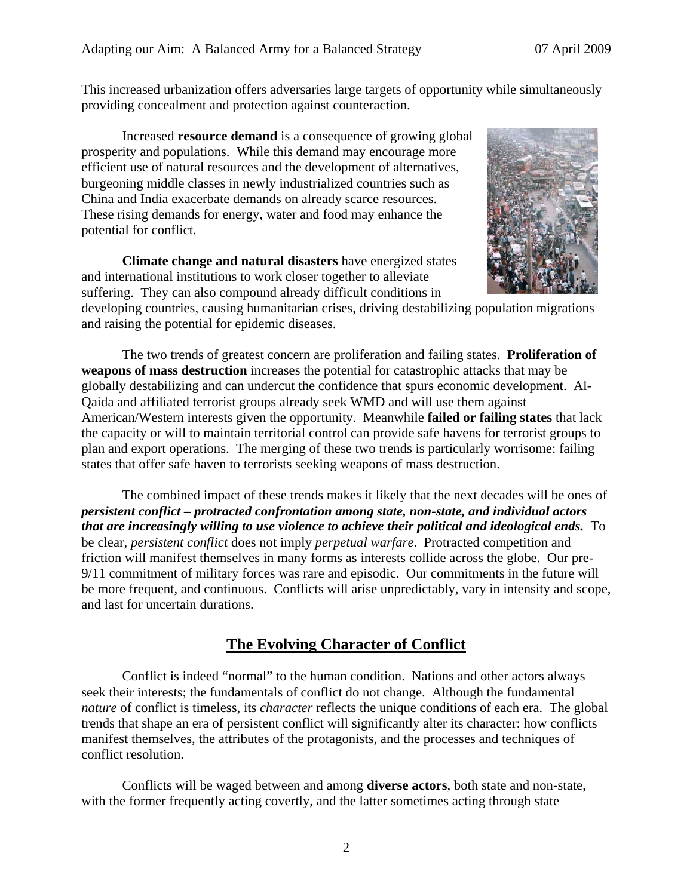This increased urbanization offers adversaries large targets of opportunity while simultaneously providing concealment and protection against counteraction.

Increased **resource demand** is a consequence of growing global prosperity and populations. While this demand may encourage more efficient use of natural resources and the development of alternatives, burgeoning middle classes in newly industrialized countries such as China and India exacerbate demands on already scarce resources. These rising demands for energy, water and food may enhance the potential for conflict.

**Climate change and natural disasters** have energized states and international institutions to work closer together to alleviate suffering. They can also compound already difficult conditions in developing countries, causing humanitarian crises, driving destabilizing population migrations and raising the potential for epidemic diseases.

The two trends of greatest concern are proliferation and failing states. **Proliferation of weapons of mass destruction** increases the potential for catastrophic attacks that may be globally destabilizing and can undercut the confidence that spurs economic development. Al-Qaida and affiliated terrorist groups already seek WMD and will use them against American/Western interests given the opportunity. Meanwhile **failed or failing states** that lack the capacity or will to maintain territorial control can provide safe havens for terrorist groups to plan and export operations. The merging of these two trends is particularly worrisome: failing states that offer safe haven to terrorists seeking weapons of mass destruction.

The combined impact of these trends makes it likely that the next decades will be ones of ***persistent conflict – protracted confrontation among state, non-state, and individual actors that are increasingly willing to use violence to achieve their political and ideological ends.*** To be clear, *persistent conflict* does not imply *perpetual warfare*. Protracted competition and friction will manifest themselves in many forms as interests collide across the globe. Our pre-9/11 commitment of military forces was rare and episodic. Our commitments in the future will be more frequent, and continuous. Conflicts will arise unpredictably, vary in intensity and scope, and last for uncertain durations.

## The Evolving Character of Conflict

Conflict is indeed "normal" to the human condition. Nations and other actors always seek their interests; the fundamentals of conflict do not change. Although the fundamental *nature* of conflict is timeless, its *character* reflects the unique conditions of each era. The global trends that shape an era of persistent conflict will significantly alter its character: how conflicts manifest themselves, the attributes of the protagonists, and the processes and techniques of conflict resolution.

Conflicts will be waged between and among **diverse actors**, both state and non-state, with the former frequently acting covertly, and the latter sometimes acting through state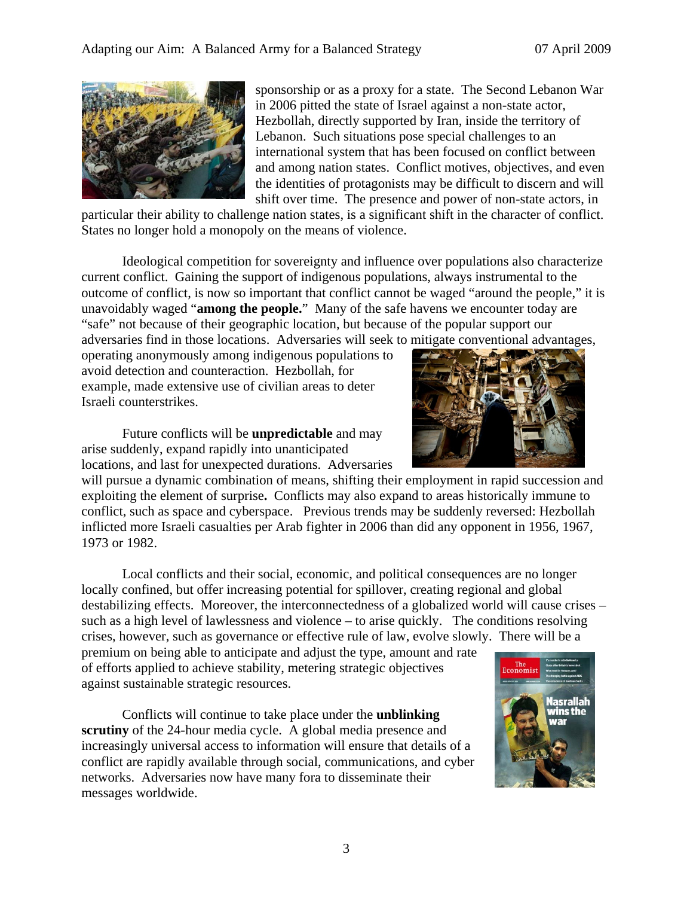sponsorship or as a proxy for a state. The Second Lebanon War in 2006 pitted the state of Israel against a non-state actor, Hezbollah, directly supported by Iran, inside the territory of Lebanon. Such situations pose special challenges to an international system that has been focused on conflict between and among nation states. Conflict motives, objectives, and even the identities of protagonists may be difficult to discern and will shift over time. The presence and power of non-state actors, in particular their ability to challenge nation states, is a significant shift in the character of conflict. States no longer hold a monopoly on the means of violence.

Ideological competition for sovereignty and influence over populations also characterize current conflict. Gaining the support of indigenous populations, always instrumental to the outcome of conflict, is now so important that conflict cannot be waged "around the people," it is unavoidably waged "**among the people.**" Many of the safe havens we encounter today are "safe" not because of their geographic location, but because of the popular support our adversaries find in those locations. Adversaries will seek to mitigate conventional advantages, operating anonymously among indigenous populations to avoid detection and counteraction. Hezbollah, for example, made extensive use of civilian areas to deter Israeli counterstrikes.

Future conflicts will be **unpredictable** and may arise suddenly, expand rapidly into unanticipated locations, and last for unexpected durations. Adversaries will pursue a dynamic combination of means, shifting their employment in rapid succession and exploiting the element of surprise**.** Conflicts may also expand to areas historically immune to conflict, such as space and cyberspace. Previous trends may be suddenly reversed: Hezbollah inflicted more Israeli casualties per Arab fighter in 2006 than did any opponent in 1956, 1967, 1973 or 1982.

Local conflicts and their social, economic, and political consequences are no longer locally confined, but offer increasing potential for spillover, creating regional and global destabilizing effects. Moreover, the interconnectedness of a globalized world will cause crises – such as a high level of lawlessness and violence – to arise quickly. The conditions resolving crises, however, such as governance or effective rule of law, evolve slowly. There will be a premium on being able to anticipate and adjust the type, amount and rate of efforts applied to achieve stability, metering strategic objectives against sustainable strategic resources.

Conflicts will continue to take place under the **unblinking scrutiny** of the 24-hour media cycle. A global media presence and increasingly universal access to information will ensure that details of a conflict are rapidly available through social, communications, and cyber networks. Adversaries now have many fora to disseminate their messages worldwide.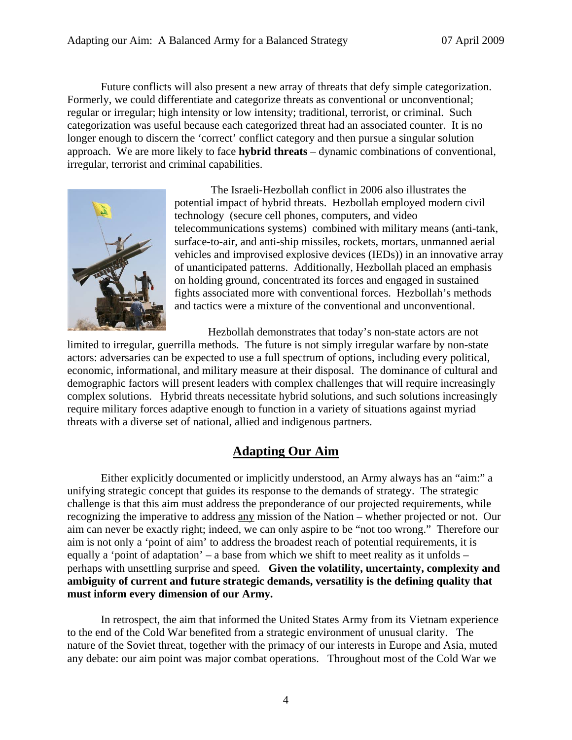Future conflicts will also present a new array of threats that defy simple categorization. Formerly, we could differentiate and categorize threats as conventional or unconventional; regular or irregular; high intensity or low intensity; traditional, terrorist, or criminal. Such categorization was useful because each categorized threat had an associated counter. It is no longer enough to discern the 'correct' conflict category and then pursue a singular solution approach. We are more likely to face **hybrid threats** – dynamic combinations of conventional, irregular, terrorist and criminal capabilities.

The Israeli-Hezbollah conflict in 2006 also illustrates the potential impact of hybrid threats. Hezbollah employed modern civil technology (secure cell phones, computers, and video telecommunications systems) combined with military means (anti-tank, surface-to-air, and anti-ship missiles, rockets, mortars, unmanned aerial vehicles and improvised explosive devices (IEDs)) in an innovative array of unanticipated patterns. Additionally, Hezbollah placed an emphasis on holding ground, concentrated its forces and engaged in sustained fights associated more with conventional forces. Hezbollah's methods and tactics were a mixture of the conventional and unconventional.

Hezbollah demonstrates that today's non-state actors are not limited to irregular, guerrilla methods. The future is not simply irregular warfare by non-state actors: adversaries can be expected to use a full spectrum of options, including every political, economic, informational, and military measure at their disposal. The dominance of cultural and demographic factors will present leaders with complex challenges that will require increasingly complex solutions. Hybrid threats necessitate hybrid solutions, and such solutions increasingly require military forces adaptive enough to function in a variety of situations against myriad threats with a diverse set of national, allied and indigenous partners.

## Adapting Our Aim

Either explicitly documented or implicitly understood, an Army always has an "aim:" a unifying strategic concept that guides its response to the demands of strategy. The strategic challenge is that this aim must address the preponderance of our projected requirements, while recognizing the imperative to address any mission of the Nation – whether projected or not. Our aim can never be exactly right; indeed, we can only aspire to be "not too wrong." Therefore our aim is not only a 'point of aim' to address the broadest reach of potential requirements, it is equally a 'point of adaptation' – a base from which we shift to meet reality as it unfolds – perhaps with unsettling surprise and speed. **Given the volatility, uncertainty, complexity and ambiguity of current and future strategic demands, versatility is the defining quality that must inform every dimension of our Army.**

In retrospect, the aim that informed the United States Army from its Vietnam experience to the end of the Cold War benefited from a strategic environment of unusual clarity. The nature of the Soviet threat, together with the primacy of our interests in Europe and Asia, muted any debate: our aim point was major combat operations. Throughout most of the Cold War we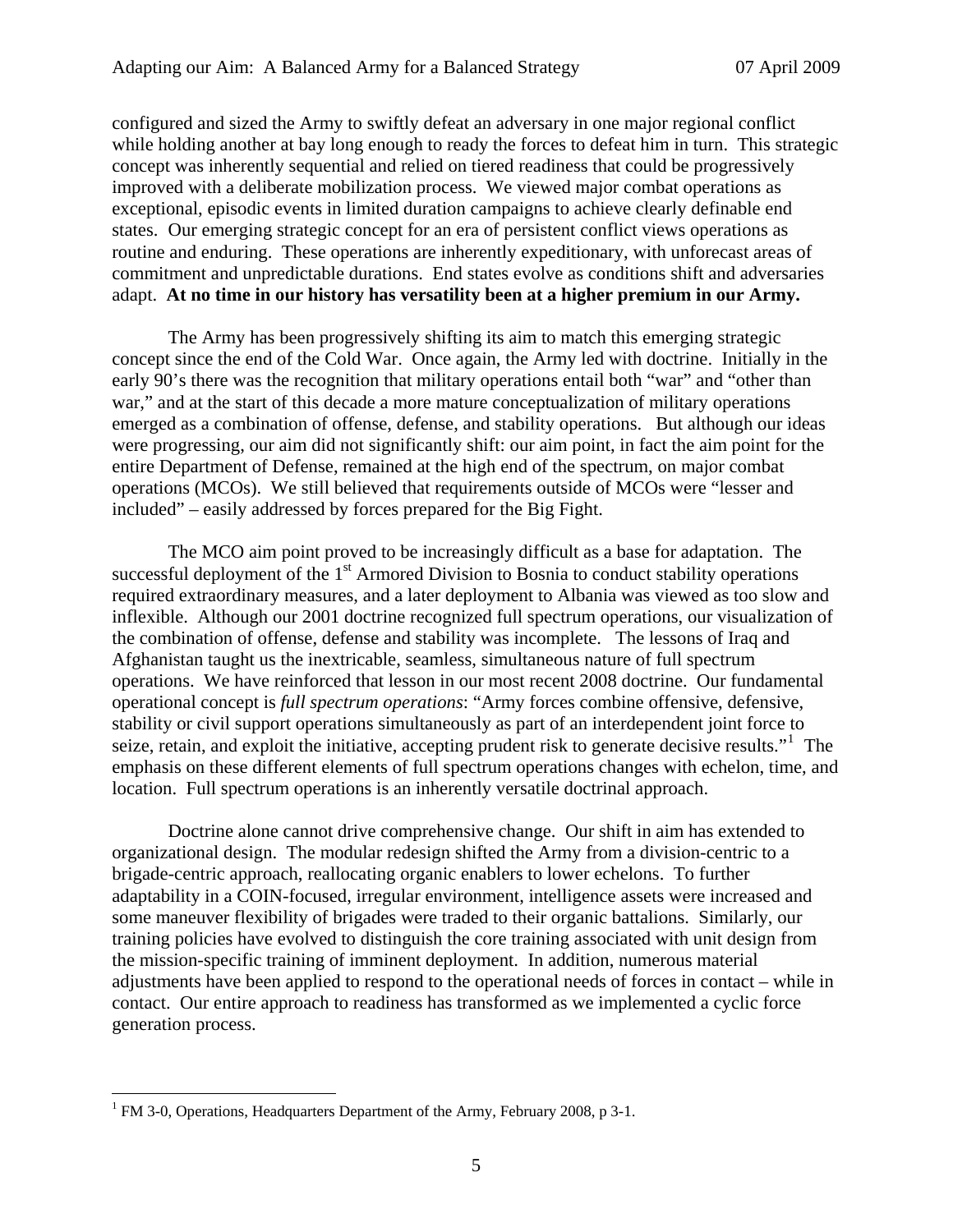configured and sized the Army to swiftly defeat an adversary in one major regional conflict while holding another at bay long enough to ready the forces to defeat him in turn. This strategic concept was inherently sequential and relied on tiered readiness that could be progressively improved with a deliberate mobilization process. We viewed major combat operations as exceptional, episodic events in limited duration campaigns to achieve clearly definable end states. Our emerging strategic concept for an era of persistent conflict views operations as routine and enduring. These operations are inherently expeditionary, with unforecast areas of commitment and unpredictable durations. End states evolve as conditions shift and adversaries adapt. **At no time in our history has versatility been at a higher premium in our Army.**

The Army has been progressively shifting its aim to match this emerging strategic concept since the end of the Cold War. Once again, the Army led with doctrine. Initially in the early 90's there was the recognition that military operations entail both "war" and "other than war," and at the start of this decade a more mature conceptualization of military operations emerged as a combination of offense, defense, and stability operations. But although our ideas were progressing, our aim did not significantly shift: our aim point, in fact the aim point for the entire Department of Defense, remained at the high end of the spectrum, on major combat operations (MCOs). We still believed that requirements outside of MCOs were "lesser and included" – easily addressed by forces prepared for the Big Fight.

The MCO aim point proved to be increasingly difficult as a base for adaptation. The successful deployment of the 1st Armored Division to Bosnia to conduct stability operations required extraordinary measures, and a later deployment to Albania was viewed as too slow and inflexible. Although our 2001 doctrine recognized full spectrum operations, our visualization of the combination of offense, defense and stability was incomplete. The lessons of Iraq and Afghanistan taught us the inextricable, seamless, simultaneous nature of full spectrum operations. We have reinforced that lesson in our most recent 2008 doctrine. Our fundamental operational concept is *full spectrum operations*: "Army forces combine offensive, defensive, stability or civil support operations simultaneously as part of an interdependent joint force to seize, retain, and exploit the initiative, accepting prudent risk to generate decisive results."[1] The emphasis on these different elements of full spectrum operations changes with echelon, time, and location. Full spectrum operations is an inherently versatile doctrinal approach.

Doctrine alone cannot drive comprehensive change. Our shift in aim has extended to organizational design. The modular redesign shifted the Army from a division-centric to a brigade-centric approach, reallocating organic enablers to lower echelons. To further adaptability in a COIN-focused, irregular environment, intelligence assets were increased and some maneuver flexibility of brigades were traded to their organic battalions. Similarly, our training policies have evolved to distinguish the core training associated with unit design from the mission-specific training of imminent deployment. In addition, numerous material adjustments have been applied to respond to the operational needs of forces in contact – while in contact. Our entire approach to readiness has transformed as we implemented a cyclic force generation process.

[1] FM 3-0, Operations, Headquarters Department of the Army, February 2008, p 3-1.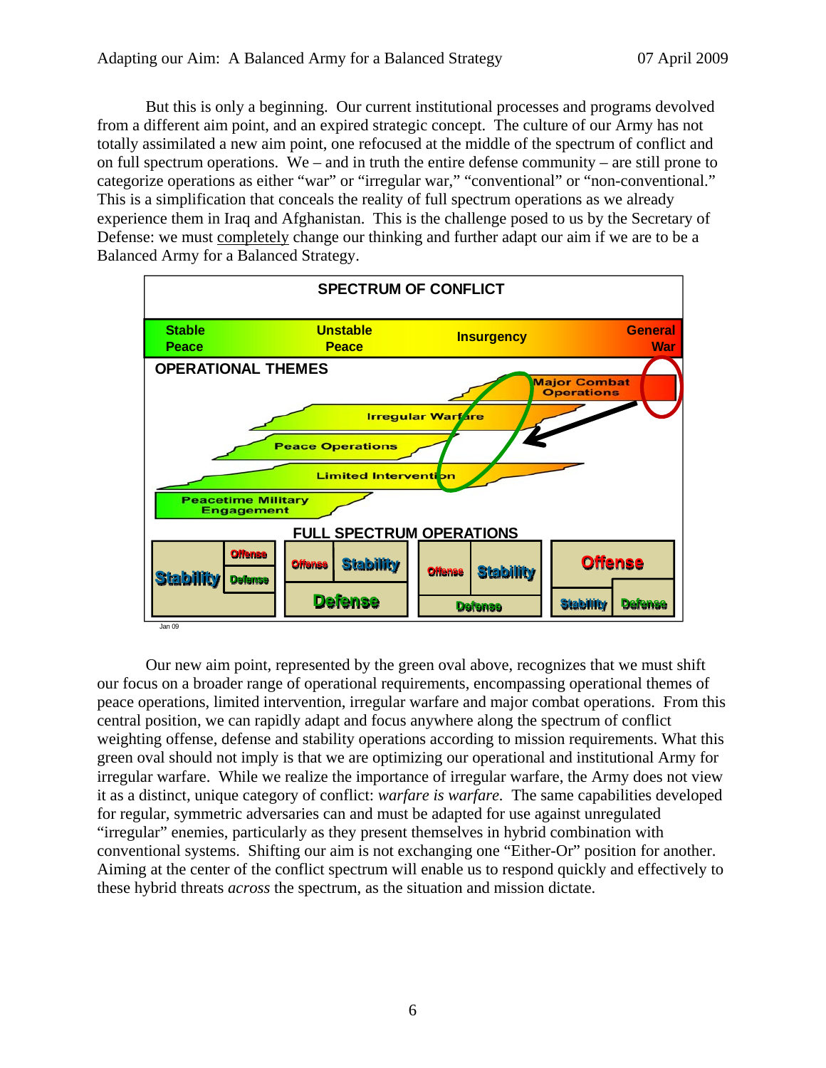But this is only a beginning. Our current institutional processes and programs devolved from a different aim point, and an expired strategic concept. The culture of our Army has not totally assimilated a new aim point, one refocused at the middle of the spectrum of conflict and on full spectrum operations. We – and in truth the entire defense community – are still prone to categorize operations as either "war" or "irregular war," "conventional" or "non-conventional." This is a simplification that conceals the reality of full spectrum operations as we already experience them in Iraq and Afghanistan. This is the challenge posed to us by the Secretary of Defense: we must completely change our thinking and further adapt our aim if we are to be a Balanced Army for a Balanced Strategy.

**SPECTRUM OF CONFLICT**

Stable Peace | Unstable Peace | Insurgency | General War

**OPERATIONAL THEMES**

- Major Combat Operations
- Irregular Warfare
- Peace Operations
- Limited Intervention
- Peacetime Military Engagement

**FULL SPECTRUM OPERATIONS**

- Stability / Offense / Defense
- Offense / Stability / Defense
- Offense / Stability / Defense
- Offense / Stability / Defense

Jan 09

Our new aim point, represented by the green oval above, recognizes that we must shift our focus on a broader range of operational requirements, encompassing operational themes of peace operations, limited intervention, irregular warfare and major combat operations. From this central position, we can rapidly adapt and focus anywhere along the spectrum of conflict weighting offense, defense and stability operations according to mission requirements. What this green oval should not imply is that we are optimizing our operational and institutional Army for irregular warfare. While we realize the importance of irregular warfare, the Army does not view it as a distinct, unique category of conflict: *warfare is warfare.* The same capabilities developed for regular, symmetric adversaries can and must be adapted for use against unregulated "irregular" enemies, particularly as they present themselves in hybrid combination with conventional systems. Shifting our aim is not exchanging one "Either-Or" position for another. Aiming at the center of the conflict spectrum will enable us to respond quickly and effectively to these hybrid threats *across* the spectrum, as the situation and mission dictate.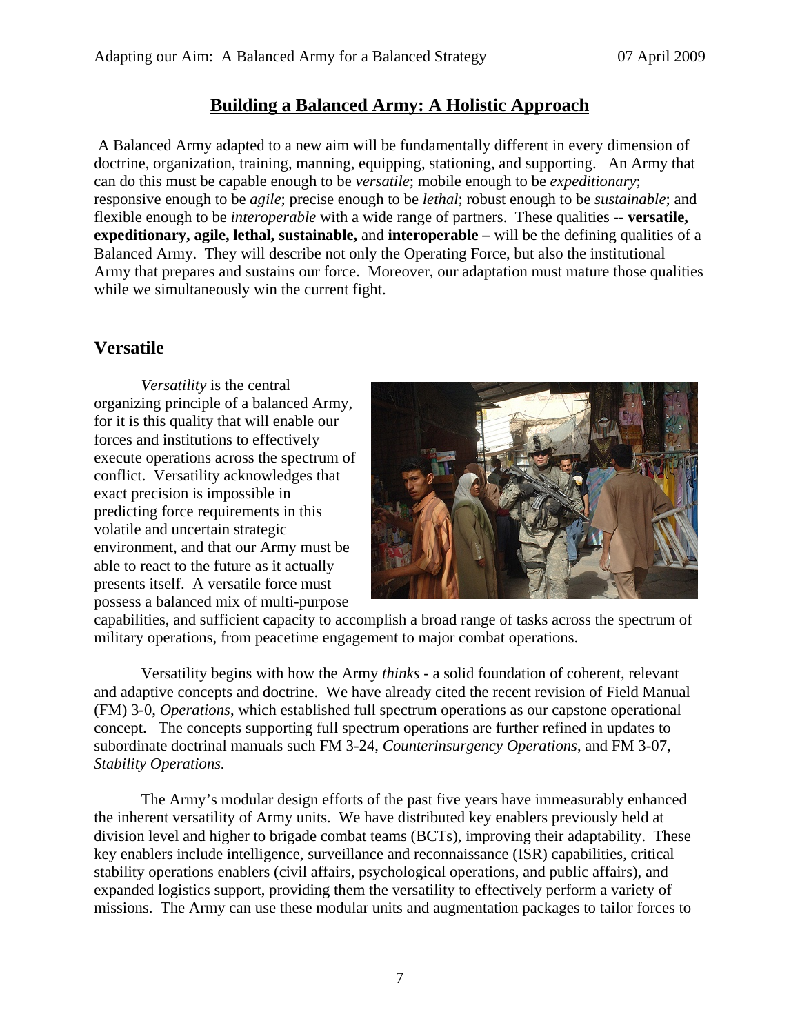## Building a Balanced Army: A Holistic Approach

A Balanced Army adapted to a new aim will be fundamentally different in every dimension of doctrine, organization, training, manning, equipping, stationing, and supporting. An Army that can do this must be capable enough to be *versatile*; mobile enough to be *expeditionary*; responsive enough to be *agile*; precise enough to be *lethal*; robust enough to be *sustainable*; and flexible enough to be *interoperable* with a wide range of partners. These qualities -- **versatile, expeditionary, agile, lethal, sustainable,** and **interoperable –** will be the defining qualities of a Balanced Army. They will describe not only the Operating Force, but also the institutional Army that prepares and sustains our force. Moreover, our adaptation must mature those qualities while we simultaneously win the current fight.

### Versatile

*Versatility* is the central organizing principle of a balanced Army, for it is this quality that will enable our forces and institutions to effectively execute operations across the spectrum of conflict. Versatility acknowledges that exact precision is impossible in predicting force requirements in this volatile and uncertain strategic environment, and that our Army must be able to react to the future as it actually presents itself. A versatile force must possess a balanced mix of multi-purpose capabilities, and sufficient capacity to accomplish a broad range of tasks across the spectrum of military operations, from peacetime engagement to major combat operations.

Versatility begins with how the Army *thinks* - a solid foundation of coherent, relevant and adaptive concepts and doctrine. We have already cited the recent revision of Field Manual (FM) 3-0, *Operations*, which established full spectrum operations as our capstone operational concept. The concepts supporting full spectrum operations are further refined in updates to subordinate doctrinal manuals such FM 3-24, *Counterinsurgency Operations*, and FM 3-07, *Stability Operations.*

The Army's modular design efforts of the past five years have immeasurably enhanced the inherent versatility of Army units. We have distributed key enablers previously held at division level and higher to brigade combat teams (BCTs), improving their adaptability. These key enablers include intelligence, surveillance and reconnaissance (ISR) capabilities, critical stability operations enablers (civil affairs, psychological operations, and public affairs), and expanded logistics support, providing them the versatility to effectively perform a variety of missions. The Army can use these modular units and augmentation packages to tailor forces to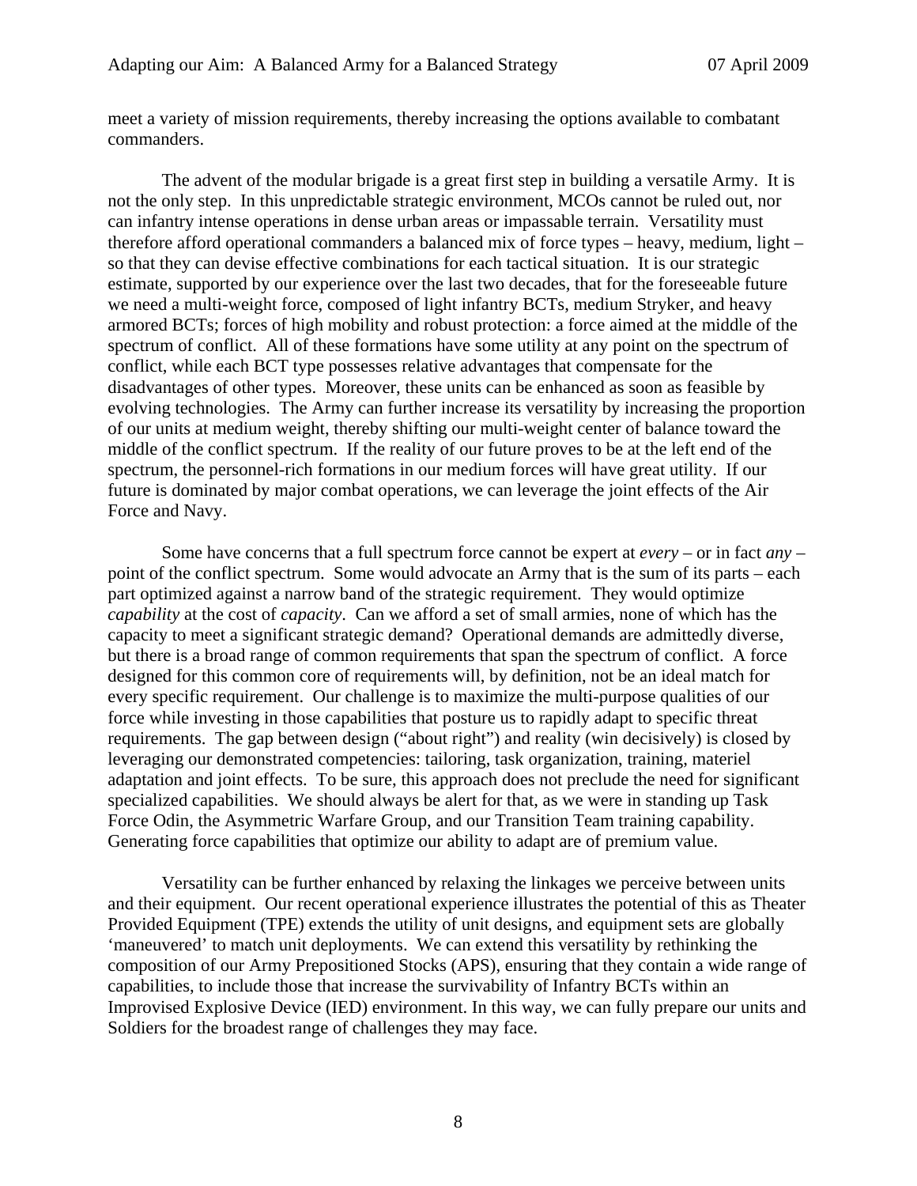meet a variety of mission requirements, thereby increasing the options available to combatant commanders.

The advent of the modular brigade is a great first step in building a versatile Army. It is not the only step. In this unpredictable strategic environment, MCOs cannot be ruled out, nor can infantry intense operations in dense urban areas or impassable terrain. Versatility must therefore afford operational commanders a balanced mix of force types – heavy, medium, light – so that they can devise effective combinations for each tactical situation. It is our strategic estimate, supported by our experience over the last two decades, that for the foreseeable future we need a multi-weight force, composed of light infantry BCTs, medium Stryker, and heavy armored BCTs; forces of high mobility and robust protection: a force aimed at the middle of the spectrum of conflict. All of these formations have some utility at any point on the spectrum of conflict, while each BCT type possesses relative advantages that compensate for the disadvantages of other types. Moreover, these units can be enhanced as soon as feasible by evolving technologies. The Army can further increase its versatility by increasing the proportion of our units at medium weight, thereby shifting our multi-weight center of balance toward the middle of the conflict spectrum. If the reality of our future proves to be at the left end of the spectrum, the personnel-rich formations in our medium forces will have great utility. If our future is dominated by major combat operations, we can leverage the joint effects of the Air Force and Navy.

Some have concerns that a full spectrum force cannot be expert at *every* – or in fact *any* – point of the conflict spectrum. Some would advocate an Army that is the sum of its parts – each part optimized against a narrow band of the strategic requirement. They would optimize *capability* at the cost of *capacity*. Can we afford a set of small armies, none of which has the capacity to meet a significant strategic demand? Operational demands are admittedly diverse, but there is a broad range of common requirements that span the spectrum of conflict. A force designed for this common core of requirements will, by definition, not be an ideal match for every specific requirement. Our challenge is to maximize the multi-purpose qualities of our force while investing in those capabilities that posture us to rapidly adapt to specific threat requirements. The gap between design ("about right") and reality (win decisively) is closed by leveraging our demonstrated competencies: tailoring, task organization, training, materiel adaptation and joint effects. To be sure, this approach does not preclude the need for significant specialized capabilities. We should always be alert for that, as we were in standing up Task Force Odin, the Asymmetric Warfare Group, and our Transition Team training capability. Generating force capabilities that optimize our ability to adapt are of premium value.

Versatility can be further enhanced by relaxing the linkages we perceive between units and their equipment. Our recent operational experience illustrates the potential of this as Theater Provided Equipment (TPE) extends the utility of unit designs, and equipment sets are globally 'maneuvered' to match unit deployments. We can extend this versatility by rethinking the composition of our Army Prepositioned Stocks (APS), ensuring that they contain a wide range of capabilities, to include those that increase the survivability of Infantry BCTs within an Improvised Explosive Device (IED) environment. In this way, we can fully prepare our units and Soldiers for the broadest range of challenges they may face.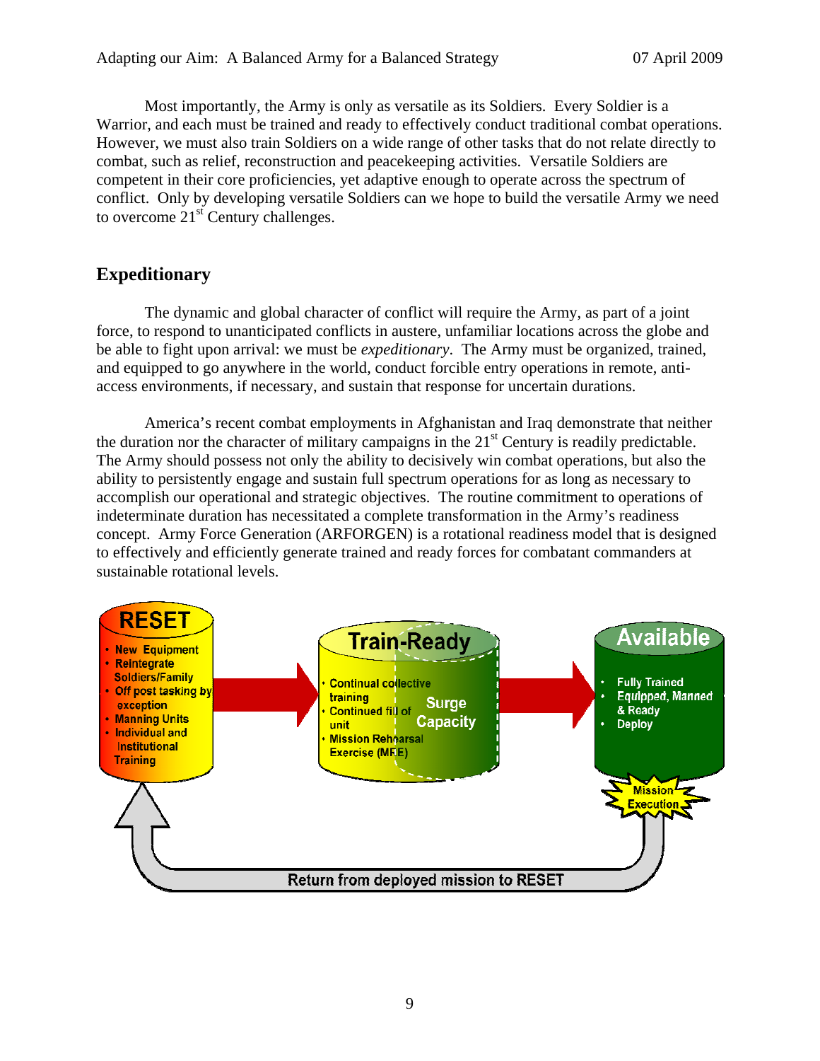Most importantly, the Army is only as versatile as its Soldiers. Every Soldier is a Warrior, and each must be trained and ready to effectively conduct traditional combat operations. However, we must also train Soldiers on a wide range of other tasks that do not relate directly to combat, such as relief, reconstruction and peacekeeping activities. Versatile Soldiers are competent in their core proficiencies, yet adaptive enough to operate across the spectrum of conflict. Only by developing versatile Soldiers can we hope to build the versatile Army we need to overcome 21st Century challenges.

## Expeditionary

The dynamic and global character of conflict will require the Army, as part of a joint force, to respond to unanticipated conflicts in austere, unfamiliar locations across the globe and be able to fight upon arrival: we must be *expeditionary*. The Army must be organized, trained, and equipped to go anywhere in the world, conduct forcible entry operations in remote, anti-access environments, if necessary, and sustain that response for uncertain durations.

America's recent combat employments in Afghanistan and Iraq demonstrate that neither the duration nor the character of military campaigns in the 21st Century is readily predictable. The Army should possess not only the ability to decisively win combat operations, but also the ability to persistently engage and sustain full spectrum operations for as long as necessary to accomplish our operational and strategic objectives. The routine commitment to operations of indeterminate duration has necessitated a complete transformation in the Army's readiness concept. Army Force Generation (ARFORGEN) is a rotational readiness model that is designed to effectively and efficiently generate trained and ready forces for combatant commanders at sustainable rotational levels.

**RESET**
- New Equipment
- Reintegrate Soldiers/Family
- Off post tasking by exception
- Manning Units
- Individual and Institutional Training

**Train-Ready**
- Continual collective training
- Continued fill of unit
- Mission Rehearsal Exercise (MRE)

Surge Capacity

**Available**
- Fully Trained
- Equipped, Manned & Ready
- Deploy

Mission Execution

Return from deployed mission to RESET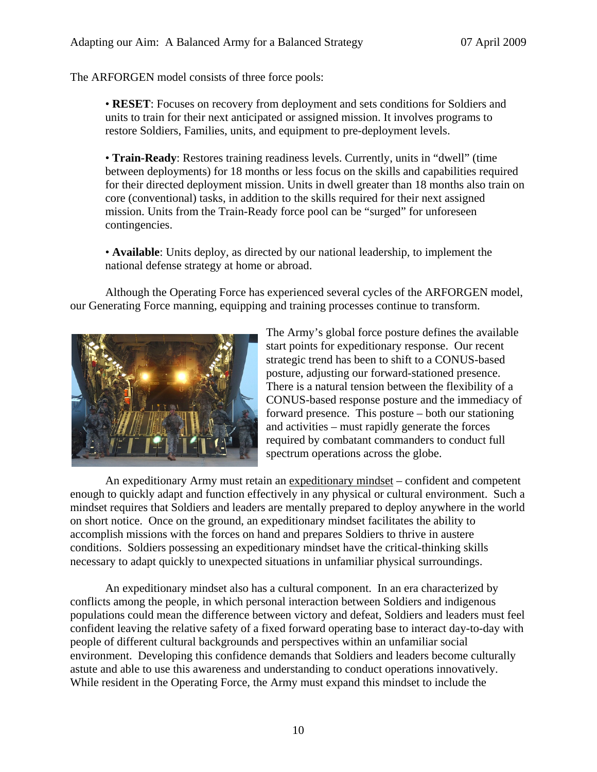The ARFORGEN model consists of three force pools:

- **RESET**: Focuses on recovery from deployment and sets conditions for Soldiers and units to train for their next anticipated or assigned mission. It involves programs to restore Soldiers, Families, units, and equipment to pre-deployment levels.

- **Train-Ready**: Restores training readiness levels. Currently, units in "dwell" (time between deployments) for 18 months or less focus on the skills and capabilities required for their directed deployment mission. Units in dwell greater than 18 months also train on core (conventional) tasks, in addition to the skills required for their next assigned mission. Units from the Train-Ready force pool can be "surged" for unforeseen contingencies.

- **Available**: Units deploy, as directed by our national leadership, to implement the national defense strategy at home or abroad.

Although the Operating Force has experienced several cycles of the ARFORGEN model, our Generating Force manning, equipping and training processes continue to transform.

The Army's global force posture defines the available start points for expeditionary response. Our recent strategic trend has been to shift to a CONUS-based posture, adjusting our forward-stationed presence. There is a natural tension between the flexibility of a CONUS-based response posture and the immediacy of forward presence. This posture – both our stationing and activities – must rapidly generate the forces required by combatant commanders to conduct full spectrum operations across the globe.

An expeditionary Army must retain an expeditionary mindset – confident and competent enough to quickly adapt and function effectively in any physical or cultural environment. Such a mindset requires that Soldiers and leaders are mentally prepared to deploy anywhere in the world on short notice. Once on the ground, an expeditionary mindset facilitates the ability to accomplish missions with the forces on hand and prepares Soldiers to thrive in austere conditions. Soldiers possessing an expeditionary mindset have the critical-thinking skills necessary to adapt quickly to unexpected situations in unfamiliar physical surroundings.

An expeditionary mindset also has a cultural component. In an era characterized by conflicts among the people, in which personal interaction between Soldiers and indigenous populations could mean the difference between victory and defeat, Soldiers and leaders must feel confident leaving the relative safety of a fixed forward operating base to interact day-to-day with people of different cultural backgrounds and perspectives within an unfamiliar social environment. Developing this confidence demands that Soldiers and leaders become culturally astute and able to use this awareness and understanding to conduct operations innovatively. While resident in the Operating Force, the Army must expand this mindset to include the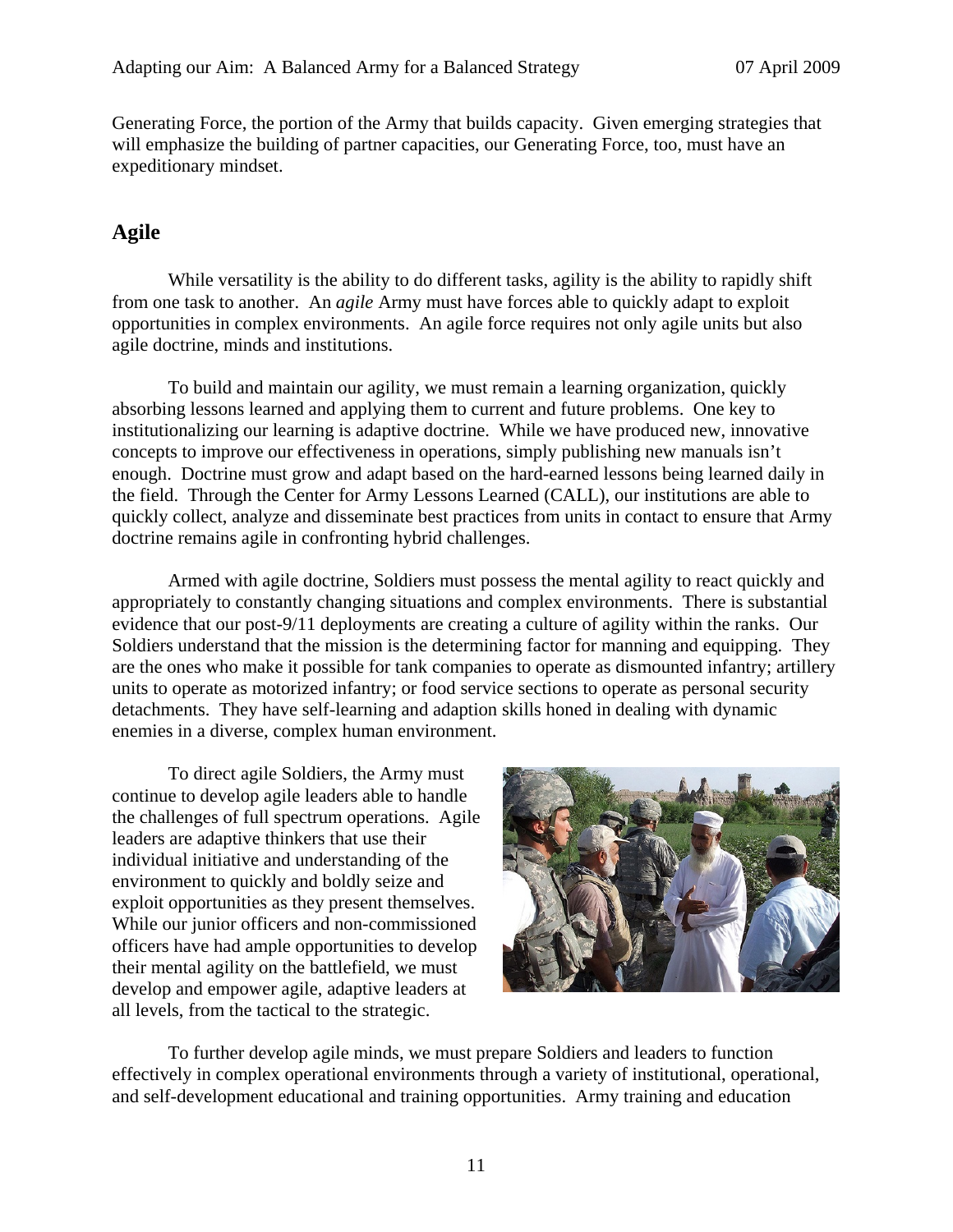Generating Force, the portion of the Army that builds capacity. Given emerging strategies that will emphasize the building of partner capacities, our Generating Force, too, must have an expeditionary mindset.

## Agile

While versatility is the ability to do different tasks, agility is the ability to rapidly shift from one task to another. An *agile* Army must have forces able to quickly adapt to exploit opportunities in complex environments. An agile force requires not only agile units but also agile doctrine, minds and institutions.

To build and maintain our agility, we must remain a learning organization, quickly absorbing lessons learned and applying them to current and future problems. One key to institutionalizing our learning is adaptive doctrine. While we have produced new, innovative concepts to improve our effectiveness in operations, simply publishing new manuals isn't enough. Doctrine must grow and adapt based on the hard-earned lessons being learned daily in the field. Through the Center for Army Lessons Learned (CALL), our institutions are able to quickly collect, analyze and disseminate best practices from units in contact to ensure that Army doctrine remains agile in confronting hybrid challenges.

Armed with agile doctrine, Soldiers must possess the mental agility to react quickly and appropriately to constantly changing situations and complex environments. There is substantial evidence that our post-9/11 deployments are creating a culture of agility within the ranks. Our Soldiers understand that the mission is the determining factor for manning and equipping. They are the ones who make it possible for tank companies to operate as dismounted infantry; artillery units to operate as motorized infantry; or food service sections to operate as personal security detachments. They have self-learning and adaption skills honed in dealing with dynamic enemies in a diverse, complex human environment.

To direct agile Soldiers, the Army must continue to develop agile leaders able to handle the challenges of full spectrum operations. Agile leaders are adaptive thinkers that use their individual initiative and understanding of the environment to quickly and boldly seize and exploit opportunities as they present themselves. While our junior officers and non-commissioned officers have had ample opportunities to develop their mental agility on the battlefield, we must develop and empower agile, adaptive leaders at all levels, from the tactical to the strategic.

To further develop agile minds, we must prepare Soldiers and leaders to function effectively in complex operational environments through a variety of institutional, operational, and self-development educational and training opportunities. Army training and education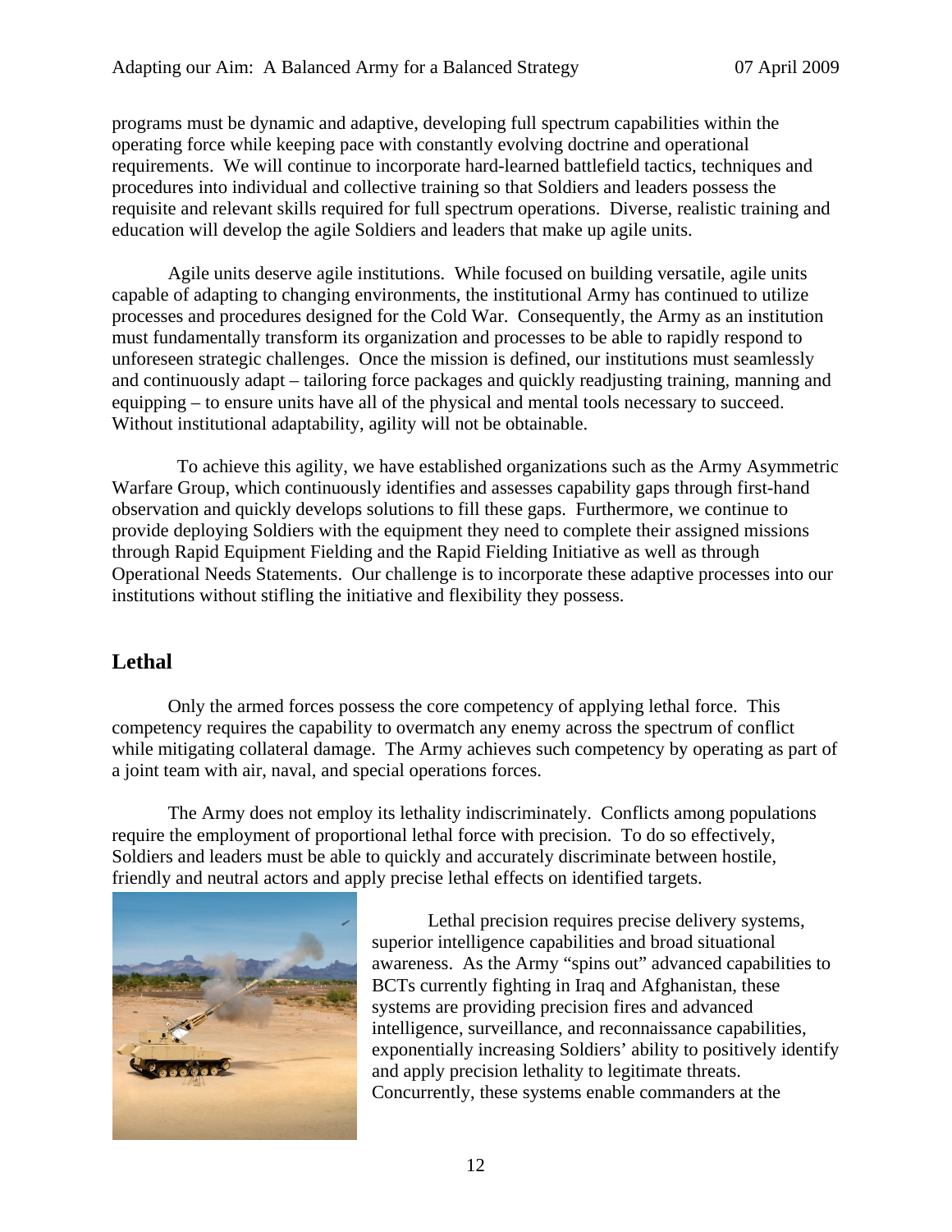programs must be dynamic and adaptive, developing full spectrum capabilities within the operating force while keeping pace with constantly evolving doctrine and operational requirements. We will continue to incorporate hard-learned battlefield tactics, techniques and procedures into individual and collective training so that Soldiers and leaders possess the requisite and relevant skills required for full spectrum operations. Diverse, realistic training and education will develop the agile Soldiers and leaders that make up agile units.

Agile units deserve agile institutions. While focused on building versatile, agile units capable of adapting to changing environments, the institutional Army has continued to utilize processes and procedures designed for the Cold War. Consequently, the Army as an institution must fundamentally transform its organization and processes to be able to rapidly respond to unforeseen strategic challenges. Once the mission is defined, our institutions must seamlessly and continuously adapt – tailoring force packages and quickly readjusting training, manning and equipping – to ensure units have all of the physical and mental tools necessary to succeed. Without institutional adaptability, agility will not be obtainable.

To achieve this agility, we have established organizations such as the Army Asymmetric Warfare Group, which continuously identifies and assesses capability gaps through first-hand observation and quickly develops solutions to fill these gaps. Furthermore, we continue to provide deploying Soldiers with the equipment they need to complete their assigned missions through Rapid Equipment Fielding and the Rapid Fielding Initiative as well as through Operational Needs Statements. Our challenge is to incorporate these adaptive processes into our institutions without stifling the initiative and flexibility they possess.

## Lethal

Only the armed forces possess the core competency of applying lethal force. This competency requires the capability to overmatch any enemy across the spectrum of conflict while mitigating collateral damage. The Army achieves such competency by operating as part of a joint team with air, naval, and special operations forces.

The Army does not employ its lethality indiscriminately. Conflicts among populations require the employment of proportional lethal force with precision. To do so effectively, Soldiers and leaders must be able to quickly and accurately discriminate between hostile, friendly and neutral actors and apply precise lethal effects on identified targets.

Lethal precision requires precise delivery systems, superior intelligence capabilities and broad situational awareness. As the Army "spins out" advanced capabilities to BCTs currently fighting in Iraq and Afghanistan, these systems are providing precision fires and advanced intelligence, surveillance, and reconnaissance capabilities, exponentially increasing Soldiers' ability to positively identify and apply precision lethality to legitimate threats. Concurrently, these systems enable commanders at the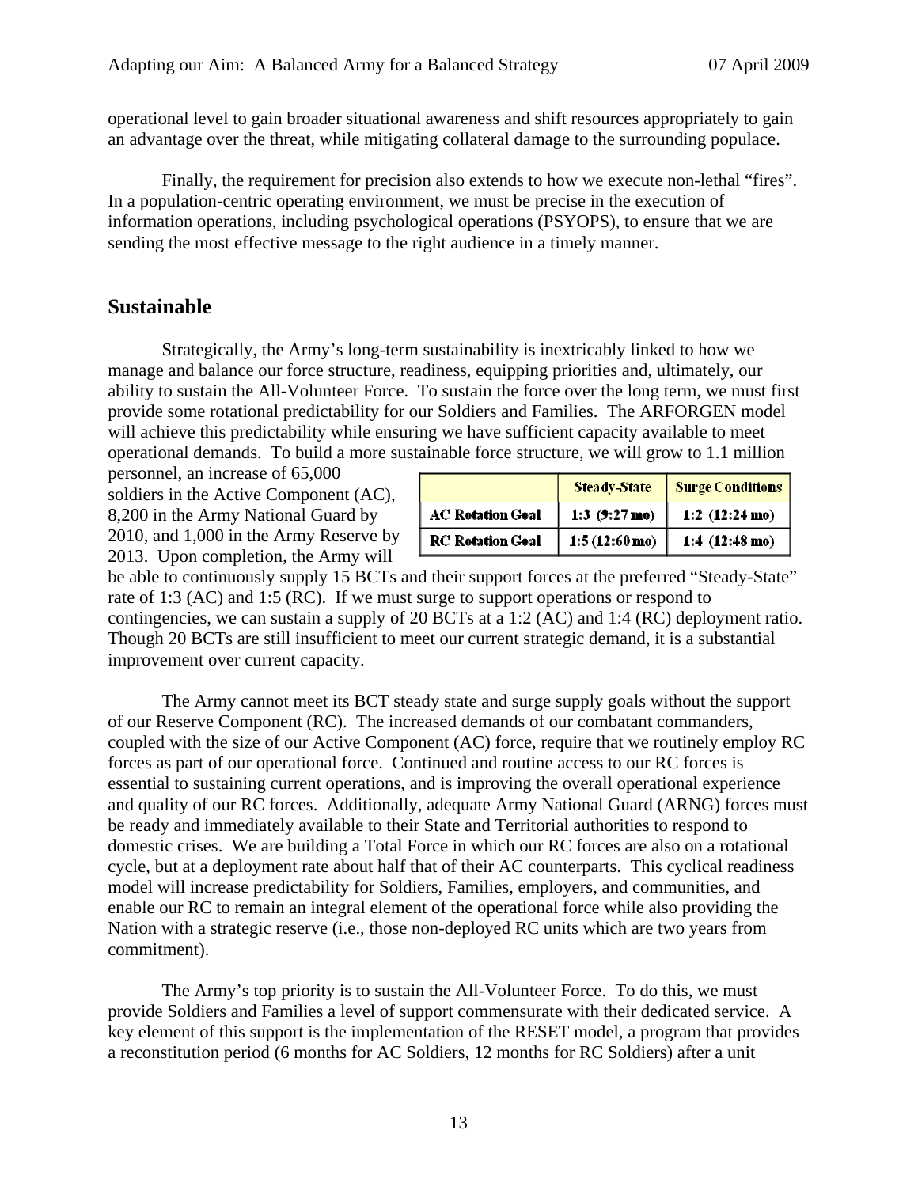operational level to gain broader situational awareness and shift resources appropriately to gain an advantage over the threat, while mitigating collateral damage to the surrounding populace.

Finally, the requirement for precision also extends to how we execute non-lethal "fires". In a population-centric operating environment, we must be precise in the execution of information operations, including psychological operations (PSYOPS), to ensure that we are sending the most effective message to the right audience in a timely manner.

## Sustainable

Strategically, the Army's long-term sustainability is inextricably linked to how we manage and balance our force structure, readiness, equipping priorities and, ultimately, our ability to sustain the All-Volunteer Force. To sustain the force over the long term, we must first provide some rotational predictability for our Soldiers and Families. The ARFORGEN model will achieve this predictability while ensuring we have sufficient capacity available to meet operational demands. To build a more sustainable force structure, we will grow to 1.1 million personnel, an increase of 65,000 soldiers in the Active Component (AC), 8,200 in the Army National Guard by 2010, and 1,000 in the Army Reserve by 2013. Upon completion, the Army will be able to continuously supply 15 BCTs and their support forces at the preferred "Steady-State" rate of 1:3 (AC) and 1:5 (RC). If we must surge to support operations or respond to contingencies, we can sustain a supply of 20 BCTs at a 1:2 (AC) and 1:4 (RC) deployment ratio. Though 20 BCTs are still insufficient to meet our current strategic demand, it is a substantial improvement over current capacity.

| | Steady-State | Surge Conditions |
|---|---|---|
| AC Rotation Goal | 1:3 (9:27 mo) | 1:2 (12:24 mo) |
| RC Rotation Goal | 1:5 (12:60 mo) | 1:4 (12:48 mo) |

The Army cannot meet its BCT steady state and surge supply goals without the support of our Reserve Component (RC). The increased demands of our combatant commanders, coupled with the size of our Active Component (AC) force, require that we routinely employ RC forces as part of our operational force. Continued and routine access to our RC forces is essential to sustaining current operations, and is improving the overall operational experience and quality of our RC forces. Additionally, adequate Army National Guard (ARNG) forces must be ready and immediately available to their State and Territorial authorities to respond to domestic crises. We are building a Total Force in which our RC forces are also on a rotational cycle, but at a deployment rate about half that of their AC counterparts. This cyclical readiness model will increase predictability for Soldiers, Families, employers, and communities, and enable our RC to remain an integral element of the operational force while also providing the Nation with a strategic reserve (i.e., those non-deployed RC units which are two years from commitment).

The Army's top priority is to sustain the All-Volunteer Force. To do this, we must provide Soldiers and Families a level of support commensurate with their dedicated service. A key element of this support is the implementation of the RESET model, a program that provides a reconstitution period (6 months for AC Soldiers, 12 months for RC Soldiers) after a unit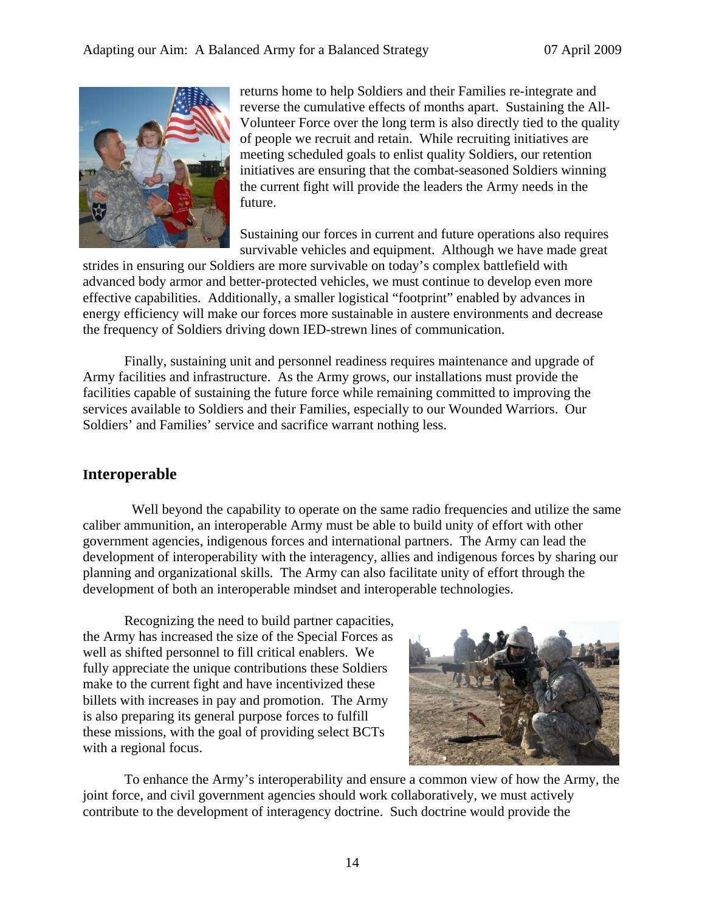returns home to help Soldiers and their Families re-integrate and reverse the cumulative effects of months apart. Sustaining the All-Volunteer Force over the long term is also directly tied to the quality of people we recruit and retain. While recruiting initiatives are meeting scheduled goals to enlist quality Soldiers, our retention initiatives are ensuring that the combat-seasoned Soldiers winning the current fight will provide the leaders the Army needs in the future.

Sustaining our forces in current and future operations also requires survivable vehicles and equipment. Although we have made great strides in ensuring our Soldiers are more survivable on today's complex battlefield with advanced body armor and better-protected vehicles, we must continue to develop even more effective capabilities. Additionally, a smaller logistical "footprint" enabled by advances in energy efficiency will make our forces more sustainable in austere environments and decrease the frequency of Soldiers driving down IED-strewn lines of communication.

Finally, sustaining unit and personnel readiness requires maintenance and upgrade of Army facilities and infrastructure. As the Army grows, our installations must provide the facilities capable of sustaining the future force while remaining committed to improving the services available to Soldiers and their Families, especially to our Wounded Warriors. Our Soldiers' and Families' service and sacrifice warrant nothing less.

## Interoperable

Well beyond the capability to operate on the same radio frequencies and utilize the same caliber ammunition, an interoperable Army must be able to build unity of effort with other government agencies, indigenous forces and international partners. The Army can lead the development of interoperability with the interagency, allies and indigenous forces by sharing our planning and organizational skills. The Army can also facilitate unity of effort through the development of both an interoperable mindset and interoperable technologies.

Recognizing the need to build partner capacities, the Army has increased the size of the Special Forces as well as shifted personnel to fill critical enablers. We fully appreciate the unique contributions these Soldiers make to the current fight and have incentivized these billets with increases in pay and promotion. The Army is also preparing its general purpose forces to fulfill these missions, with the goal of providing select BCTs with a regional focus.

To enhance the Army's interoperability and ensure a common view of how the Army, the joint force, and civil government agencies should work collaboratively, we must actively contribute to the development of interagency doctrine. Such doctrine would provide the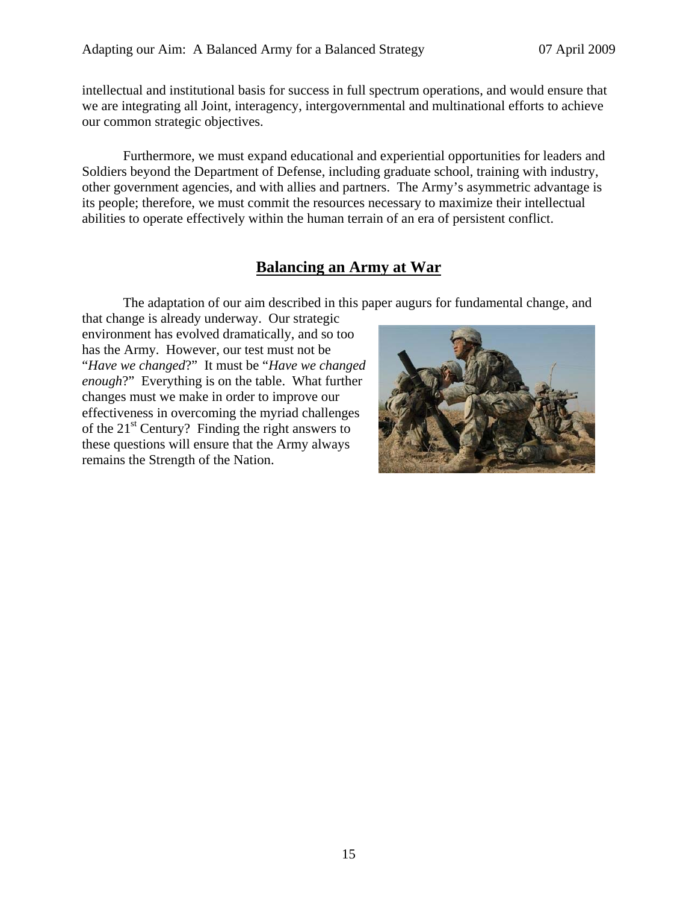intellectual and institutional basis for success in full spectrum operations, and would ensure that we are integrating all Joint, interagency, intergovernmental and multinational efforts to achieve our common strategic objectives.

Furthermore, we must expand educational and experiential opportunities for leaders and Soldiers beyond the Department of Defense, including graduate school, training with industry, other government agencies, and with allies and partners. The Army's asymmetric advantage is its people; therefore, we must commit the resources necessary to maximize their intellectual abilities to operate effectively within the human terrain of an era of persistent conflict.

## Balancing an Army at War

The adaptation of our aim described in this paper augurs for fundamental change, and that change is already underway. Our strategic environment has evolved dramatically, and so too has the Army. However, our test must not be "*Have we changed*?" It must be "*Have we changed enough*?" Everything is on the table. What further changes must we make in order to improve our effectiveness in overcoming the myriad challenges of the 21st Century? Finding the right answers to these questions will ensure that the Army always remains the Strength of the Nation.